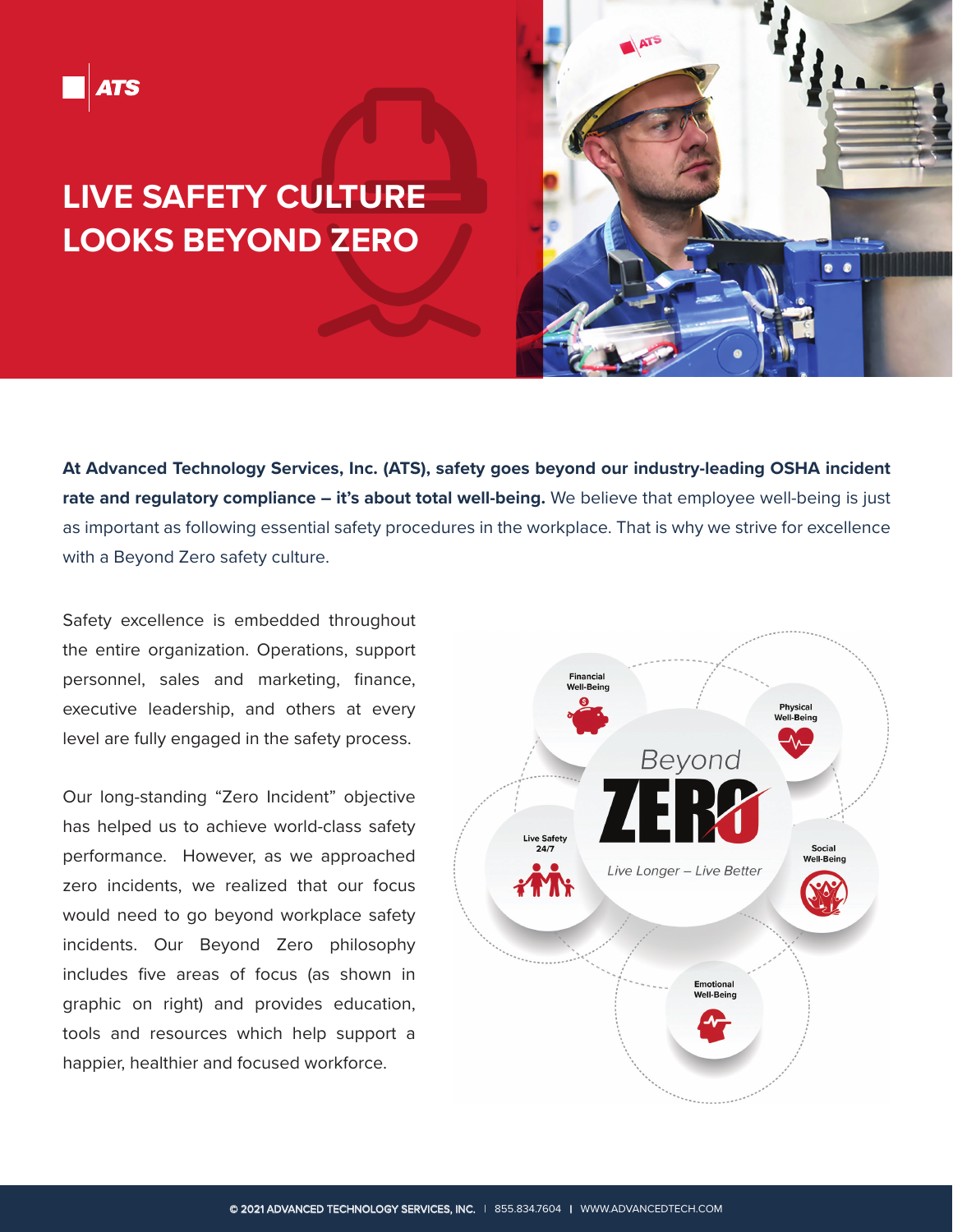# LIVE SAFETY CULTURE LOOKS BEYOND ZERO

**At Advanced Technology Services, Inc. (ATS), safety goes beyond our industry-leading OSHA incident rate and regulatory compliance – it's about total well-being.** We believe that employee well-being is just as important as following essential safety procedures in the workplace. That is why we strive for excellence with a Beyond Zero safety culture.

Safety excellence is embedded throughout the entire organization. Operations, support personnel, sales and marketing, finance, executive leadership, and others at every level are fully engaged in the safety process.

Our long-standing "Zero Incident" objective has helped us to achieve world-class safety performance. However, as we approached zero incidents, we realized that our focus would need to go beyond workplace safety incidents. Our Beyond Zero philosophy includes five areas of focus (as shown in graphic on right) and provides education, tools and resources which help support a happier, healthier and focused workforce.

Beyond ZERO

*Live Longer – Live Better*

- Financial Well-Being
- Physical Well-Being
- Social Well-Being
- Emotional Well-Being
- Live Safety 24/7

© 2021 ADVANCED TECHNOLOGY SERVICES, INC. | 855.834.7604 | WWW.ADVANCEDTECH.COM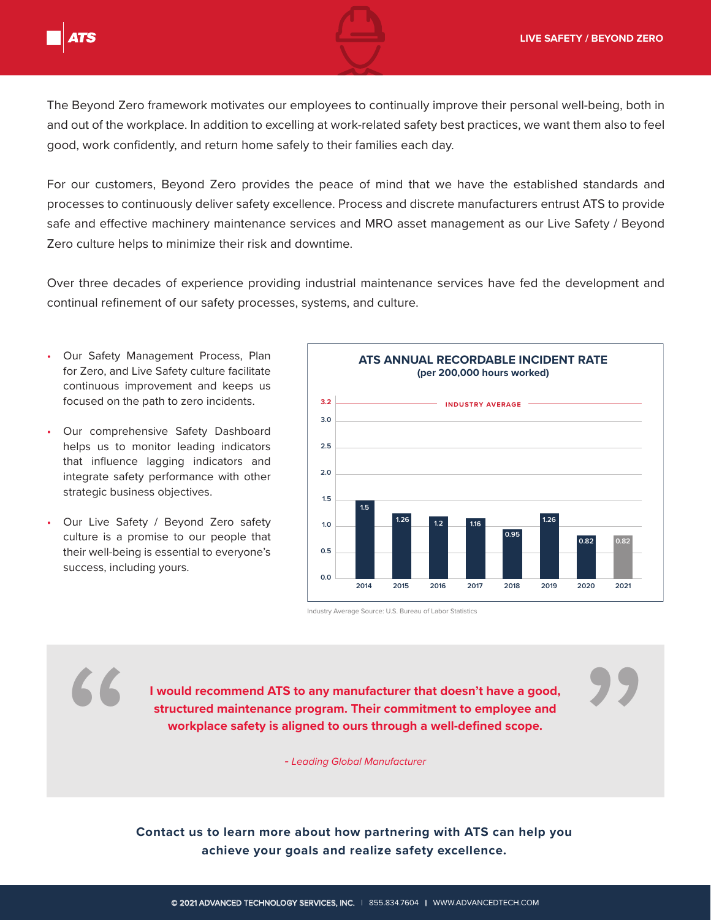The Beyond Zero framework motivates our employees to continually improve their personal well-being, both in and out of the workplace. In addition to excelling at work-related safety best practices, we want them also to feel good, work confidently, and return home safely to their families each day.

For our customers, Beyond Zero provides the peace of mind that we have the established standards and processes to continuously deliver safety excellence. Process and discrete manufacturers entrust ATS to provide safe and effective machinery maintenance services and MRO asset management as our Live Safety / Beyond Zero culture helps to minimize their risk and downtime.

Over three decades of experience providing industrial maintenance services have fed the development and continual refinement of our safety processes, systems, and culture.

- Our Safety Management Process, Plan for Zero, and Live Safety culture facilitate continuous improvement and keeps us focused on the path to zero incidents.
- Our comprehensive Safety Dashboard helps us to monitor leading indicators that influence lagging indicators and integrate safety performance with other strategic business objectives.
- Our Live Safety / Beyond Zero safety culture is a promise to our people that their well-being is essential to everyone's success, including yours.

**ATS ANNUAL RECORDABLE INCIDENT RATE**
**(per 200,000 hours worked)**

INDUSTRY AVERAGE 3.2

3.2
3.0
2.5
2.0
1.5
1.0
0.5
0.0

1.5 1.26 1.2 1.16 0.95 1.26 0.82 0.82

2014 2015 2016 2017 2018 2019 2020 2021

Industry Average Source: U.S. Bureau of Labor Statistics

> **I would recommend ATS to any manufacturer that doesn't have a good, structured maintenance program. Their commitment to employee and workplace safety is aligned to ours through a well-defined scope.**
>
> *- Leading Global Manufacturer*

**Contact us to learn more about how partnering with ATS can help you achieve your goals and realize safety excellence.**

© 2021 ADVANCED TECHNOLOGY SERVICES, INC. | 855.834.7604 | WWW.ADVANCEDTECH.COM